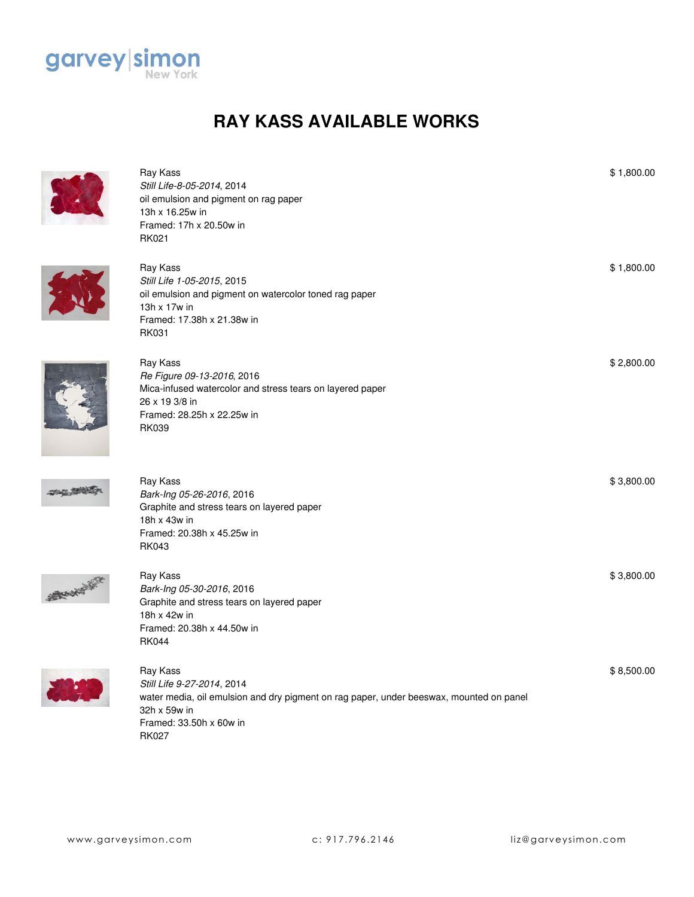# RAY KASS AVAILABLE WORKS

Ray Kass
*Still Life-8-05-2014*, 2014
oil emulsion and pigment on rag paper
13h x 16.25w in
Framed: 17h x 20.50w in
RK021

$ 1,800.00

Ray Kass
*Still Life 1-05-2015*, 2015
oil emulsion and pigment on watercolor toned rag paper
13h x 17w in
Framed: 17.38h x 21.38w in
RK031

$ 1,800.00

Ray Kass
*Re Figure 09-13-2016*, 2016
Mica-infused watercolor and stress tears on layered paper
26 x 19 3/8 in
Framed: 28.25h x 22.25w in
RK039

$ 2,800.00

Ray Kass
*Bark-Ing 05-26-2016*, 2016
Graphite and stress tears on layered paper
18h x 43w in
Framed: 20.38h x 45.25w in
RK043

$ 3,800.00

Ray Kass
*Bark-Ing 05-30-2016*, 2016
Graphite and stress tears on layered paper
18h x 42w in
Framed: 20.38h x 44.50w in
RK044

$ 3,800.00

Ray Kass
*Still Life 9-27-2014*, 2014
water media, oil emulsion and dry pigment on rag paper, under beeswax, mounted on panel
32h x 59w in
Framed: 33.50h x 60w in
RK027

$ 8,500.00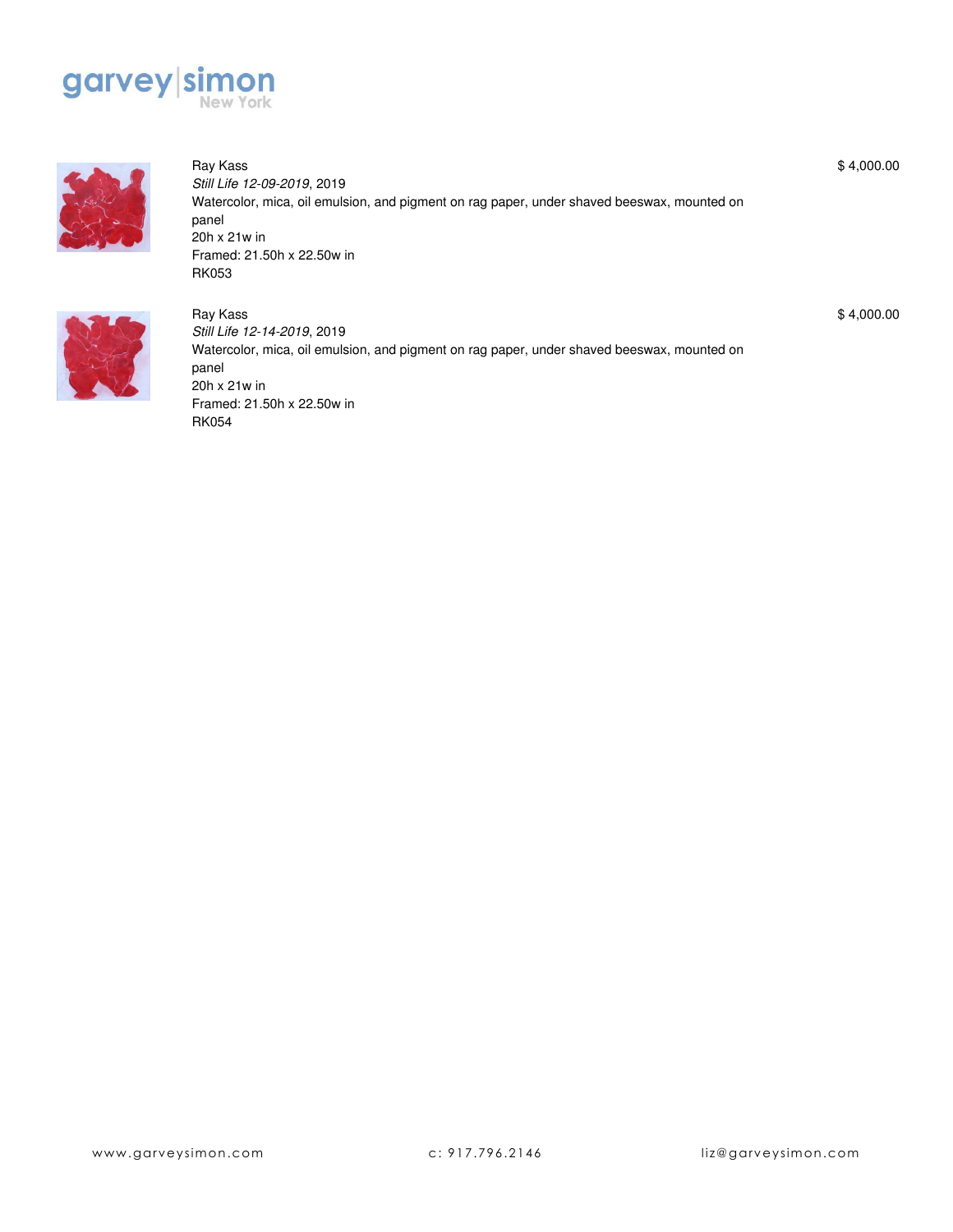Ray Kass
*Still Life 12-09-2019*, 2019
Watercolor, mica, oil emulsion, and pigment on rag paper, under shaved beeswax, mounted on panel
20h x 21w in
Framed: 21.50h x 22.50w in
RK053

$ 4,000.00

Ray Kass
*Still Life 12-14-2019*, 2019
Watercolor, mica, oil emulsion, and pigment on rag paper, under shaved beeswax, mounted on panel
20h x 21w in
Framed: 21.50h x 22.50w in
RK054

$ 4,000.00